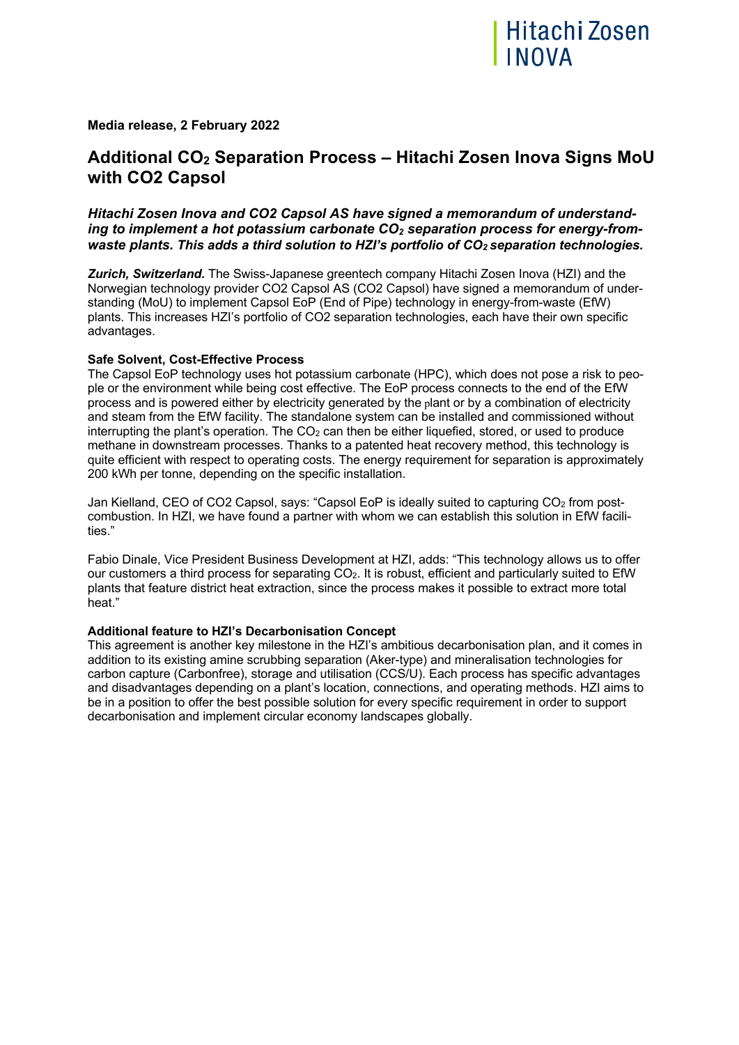Media release, 2 February 2022

# Additional $CO_2$ Separation Process – Hitachi Zosen Inova Signs MoU with CO2 Capsol

***Hitachi Zosen Inova and CO2 Capsol AS have signed a memorandum of understanding to implement a hot potassium carbonate $CO_2$ separation process for energy-from-waste plants. This adds a third solution to HZI's portfolio of $CO_2$ separation technologies.***

***Zurich, Switzerland.*** The Swiss-Japanese greentech company Hitachi Zosen Inova (HZI) and the Norwegian technology provider CO2 Capsol AS (CO2 Capsol) have signed a memorandum of understanding (MoU) to implement Capsol EoP (End of Pipe) technology in energy-from-waste (EfW) plants. This increases HZI's portfolio of CO2 separation technologies, each have their own specific advantages.

**Safe Solvent, Cost-Effective Process**

The Capsol EoP technology uses hot potassium carbonate (HPC), which does not pose a risk to people or the environment while being cost effective. The EoP process connects to the end of the EfW process and is powered either by electricity generated by the plant or by a combination of electricity and steam from the EfW facility. The standalone system can be installed and commissioned without interrupting the plant's operation. The $CO_2$ can then be either liquefied, stored, or used to produce methane in downstream processes. Thanks to a patented heat recovery method, this technology is quite efficient with respect to operating costs. The energy requirement for separation is approximately 200 kWh per tonne, depending on the specific installation.

Jan Kielland, CEO of CO2 Capsol, says: "Capsol EoP is ideally suited to capturing $CO_2$ from post-combustion. In HZI, we have found a partner with whom we can establish this solution in EfW facilities."

Fabio Dinale, Vice President Business Development at HZI, adds: "This technology allows us to offer our customers a third process for separating $CO_2$. It is robust, efficient and particularly suited to EfW plants that feature district heat extraction, since the process makes it possible to extract more total heat."

**Additional feature to HZI's Decarbonisation Concept**

This agreement is another key milestone in the HZI's ambitious decarbonisation plan, and it comes in addition to its existing amine scrubbing separation (Aker-type) and mineralisation technologies for carbon capture (Carbonfree), storage and utilisation (CCS/U). Each process has specific advantages and disadvantages depending on a plant's location, connections, and operating methods. HZI aims to be in a position to offer the best possible solution for every specific requirement in order to support decarbonisation and implement circular economy landscapes globally.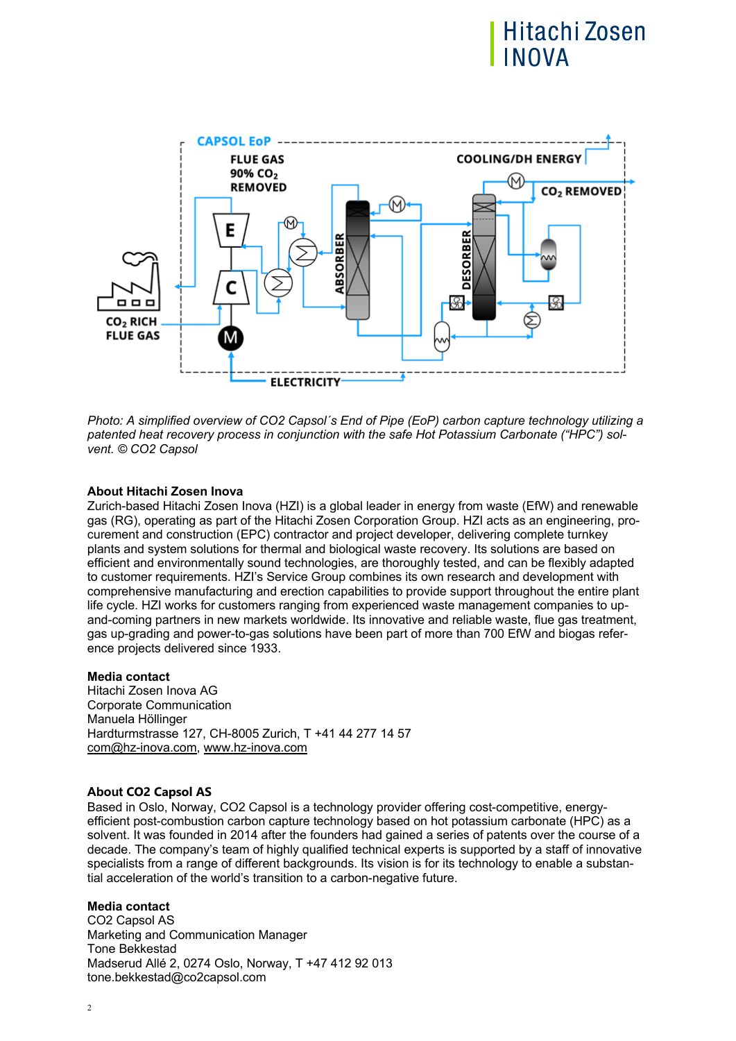CAPSOL EoP

FLUE GAS
90% $CO_2$
REMOVED

COOLING/DH ENERGY

$CO_2$ REMOVED

E

C

M

ABSORBER

DESORBER

$CO_2$ RICH
FLUE GAS

ELECTRICITY

*Photo: A simplified overview of CO2 Capsol´s End of Pipe (EoP) carbon capture technology utilizing a patented heat recovery process in conjunction with the safe Hot Potassium Carbonate ("HPC") solvent. © CO2 Capsol*

**About Hitachi Zosen Inova**

Zurich-based Hitachi Zosen Inova (HZI) is a global leader in energy from waste (EfW) and renewable gas (RG), operating as part of the Hitachi Zosen Corporation Group. HZI acts as an engineering, procurement and construction (EPC) contractor and project developer, delivering complete turnkey plants and system solutions for thermal and biological waste recovery. Its solutions are based on efficient and environmentally sound technologies, are thoroughly tested, and can be flexibly adapted to customer requirements. HZI's Service Group combines its own research and development with comprehensive manufacturing and erection capabilities to provide support throughout the entire plant life cycle. HZI works for customers ranging from experienced waste management companies to up-and-coming partners in new markets worldwide. Its innovative and reliable waste, flue gas treatment, gas up-grading and power-to-gas solutions have been part of more than 700 EfW and biogas reference projects delivered since 1933.

**Media contact**

Hitachi Zosen Inova AG
Corporate Communication
Manuela Höllinger
Hardturmstrasse 127, CH-8005 Zurich, T +41 44 277 14 57
com@hz-inova.com, www.hz-inova.com

**About CO2 Capsol AS**

Based in Oslo, Norway, CO2 Capsol is a technology provider offering cost-competitive, energy-efficient post-combustion carbon capture technology based on hot potassium carbonate (HPC) as a solvent. It was founded in 2014 after the founders had gained a series of patents over the course of a decade. The company's team of highly qualified technical experts is supported by a staff of innovative specialists from a range of different backgrounds. Its vision is for its technology to enable a substantial acceleration of the world's transition to a carbon-negative future.

**Media contact**

CO2 Capsol AS
Marketing and Communication Manager
Tone Bekkestad
Madserud Allé 2, 0274 Oslo, Norway, T +47 412 92 013
tone.bekkestad@co2capsol.com